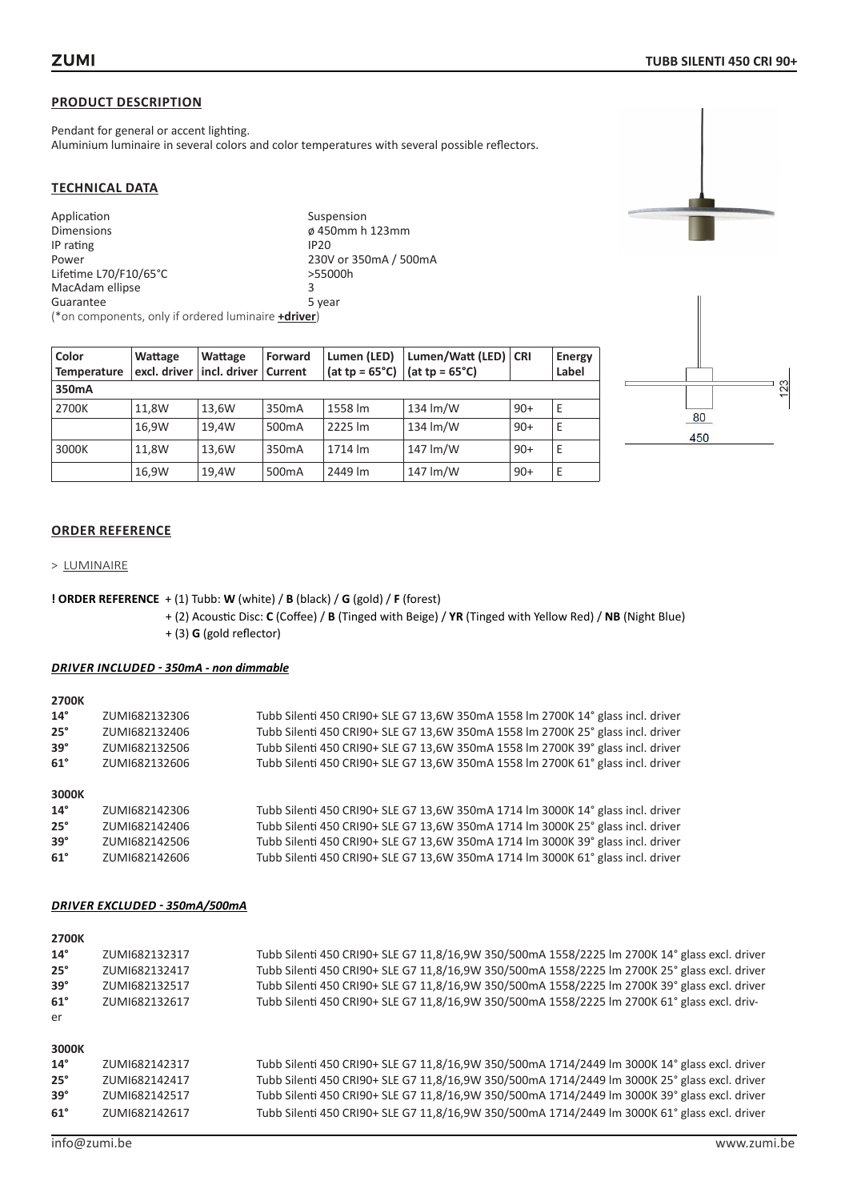## PRODUCT DESCRIPTION

Pendant for general or accent lighting.
Aluminium luminaire in several colors and color temperatures with several possible reflectors.

## TECHNICAL DATA

| | |
|---|---|
| Application | Suspension |
| Dimensions | ø 450mm h 123mm |
| IP rating | IP20 |
| Power | 230V or 350mA / 500mA |
| Lifetime L70/F10/65°C | >55000h |
| MacAdam ellipse | 3 |
| Guarantee | 5 year |

(*on components, only if ordered luminaire **+driver**)

| Color Temperature | Wattage excl. driver | Wattage incl. driver | Forward Current | Lumen (LED) (at tp = 65°C) | Lumen/Watt (LED) (at tp = 65°C) | CRI | Energy Label |
|---|---|---|---|---|---|---|---|
| **350mA** | | | | | | | |
| 2700K | 11,8W | 13,6W | 350mA | 1558 lm | 134 lm/W | 90+ | E |
| | 16,9W | 19,4W | 500mA | 2225 lm | 134 lm/W | 90+ | E |
| 3000K | 11,8W | 13,6W | 350mA | 1714 lm | 147 lm/W | 90+ | E |
| | 16,9W | 19,4W | 500mA | 2449 lm | 147 lm/W | 90+ | E |

123
80
450

## ORDER REFERENCE

> LUMINAIRE

**! ORDER REFERENCE** + (1) Tubb: **W** (white) / **B** (black) / **G** (gold) / **F** (forest)
+ (2) Acoustic Disc: **C** (Coffee) / **B** (Tinged with Beige) / **YR** (Tinged with Yellow Red) / **NB** (Night Blue)
+ (3) **G** (gold reflector)

***DRIVER INCLUDED - 350mA - non dimmable***

**2700K**

| | | |
|---|---|---|
| **14°** | ZUMI682132306 | Tubb Silenti 450 CRI90+ SLE G7 13,6W 350mA 1558 lm 2700K 14° glass incl. driver |
| **25°** | ZUMI682132406 | Tubb Silenti 450 CRI90+ SLE G7 13,6W 350mA 1558 lm 2700K 25° glass incl. driver |
| **39°** | ZUMI682132506 | Tubb Silenti 450 CRI90+ SLE G7 13,6W 350mA 1558 lm 2700K 39° glass incl. driver |
| **61°** | ZUMI682132606 | Tubb Silenti 450 CRI90+ SLE G7 13,6W 350mA 1558 lm 2700K 61° glass incl. driver |

**3000K**

| | | |
|---|---|---|
| **14°** | ZUMI682142306 | Tubb Silenti 450 CRI90+ SLE G7 13,6W 350mA 1714 lm 3000K 14° glass incl. driver |
| **25°** | ZUMI682142406 | Tubb Silenti 450 CRI90+ SLE G7 13,6W 350mA 1714 lm 3000K 25° glass incl. driver |
| **39°** | ZUMI682142506 | Tubb Silenti 450 CRI90+ SLE G7 13,6W 350mA 1714 lm 3000K 39° glass incl. driver |
| **61°** | ZUMI682142606 | Tubb Silenti 450 CRI90+ SLE G7 13,6W 350mA 1714 lm 3000K 61° glass incl. driver |

***DRIVER EXCLUDED - 350mA/500mA***

**2700K**

| | | |
|---|---|---|
| **14°** | ZUMI682132317 | Tubb Silenti 450 CRI90+ SLE G7 11,8/16,9W 350/500mA 1558/2225 lm 2700K 14° glass excl. driver |
| **25°** | ZUMI682132417 | Tubb Silenti 450 CRI90+ SLE G7 11,8/16,9W 350/500mA 1558/2225 lm 2700K 25° glass excl. driver |
| **39°** | ZUMI682132517 | Tubb Silenti 450 CRI90+ SLE G7 11,8/16,9W 350/500mA 1558/2225 lm 2700K 39° glass excl. driver |
| **61°** | ZUMI682132617 | Tubb Silenti 450 CRI90+ SLE G7 11,8/16,9W 350/500mA 1558/2225 lm 2700K 61° glass excl. driver |

**3000K**

| | | |
|---|---|---|
| **14°** | ZUMI682142317 | Tubb Silenti 450 CRI90+ SLE G7 11,8/16,9W 350/500mA 1714/2449 lm 3000K 14° glass excl. driver |
| **25°** | ZUMI682142417 | Tubb Silenti 450 CRI90+ SLE G7 11,8/16,9W 350/500mA 1714/2449 lm 3000K 25° glass excl. driver |
| **39°** | ZUMI682142517 | Tubb Silenti 450 CRI90+ SLE G7 11,8/16,9W 350/500mA 1714/2449 lm 3000K 39° glass excl. driver |
| **61°** | ZUMI682142617 | Tubb Silenti 450 CRI90+ SLE G7 11,8/16,9W 350/500mA 1714/2449 lm 3000K 61° glass excl. driver |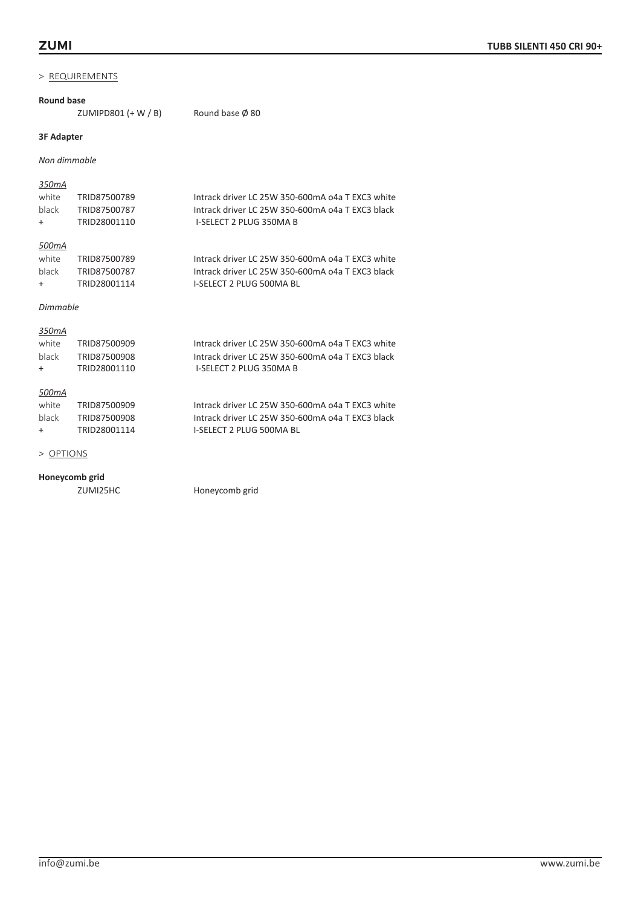> REQUIREMENTS

**Round base**

| | |
|---|---|
| ZUMIPD801 (+ W / B) | Round base Ø 80 |

**3F Adapter**

*Non dimmable*

*350mA*

| | | |
|---|---|---|
| white | TRID87500789 | Intrack driver LC 25W 350-600mA o4a T EXC3 white |
| black | TRID87500787 | Intrack driver LC 25W 350-600mA o4a T EXC3 black |
| + | TRID28001110 | I-SELECT 2 PLUG 350MA B |

*500mA*

| | | |
|---|---|---|
| white | TRID87500789 | Intrack driver LC 25W 350-600mA o4a T EXC3 white |
| black | TRID87500787 | Intrack driver LC 25W 350-600mA o4a T EXC3 black |
| + | TRID28001114 | I-SELECT 2 PLUG 500MA BL |

*Dimmable*

*350mA*

| | | |
|---|---|---|
| white | TRID87500909 | Intrack driver LC 25W 350-600mA o4a T EXC3 white |
| black | TRID87500908 | Intrack driver LC 25W 350-600mA o4a T EXC3 black |
| + | TRID28001110 | I-SELECT 2 PLUG 350MA B |

*500mA*

| | | |
|---|---|---|
| white | TRID87500909 | Intrack driver LC 25W 350-600mA o4a T EXC3 white |
| black | TRID87500908 | Intrack driver LC 25W 350-600mA o4a T EXC3 black |
| + | TRID28001114 | I-SELECT 2 PLUG 500MA BL |

> OPTIONS

**Honeycomb grid**

| | |
|---|---|
| ZUMI25HC | Honeycomb grid |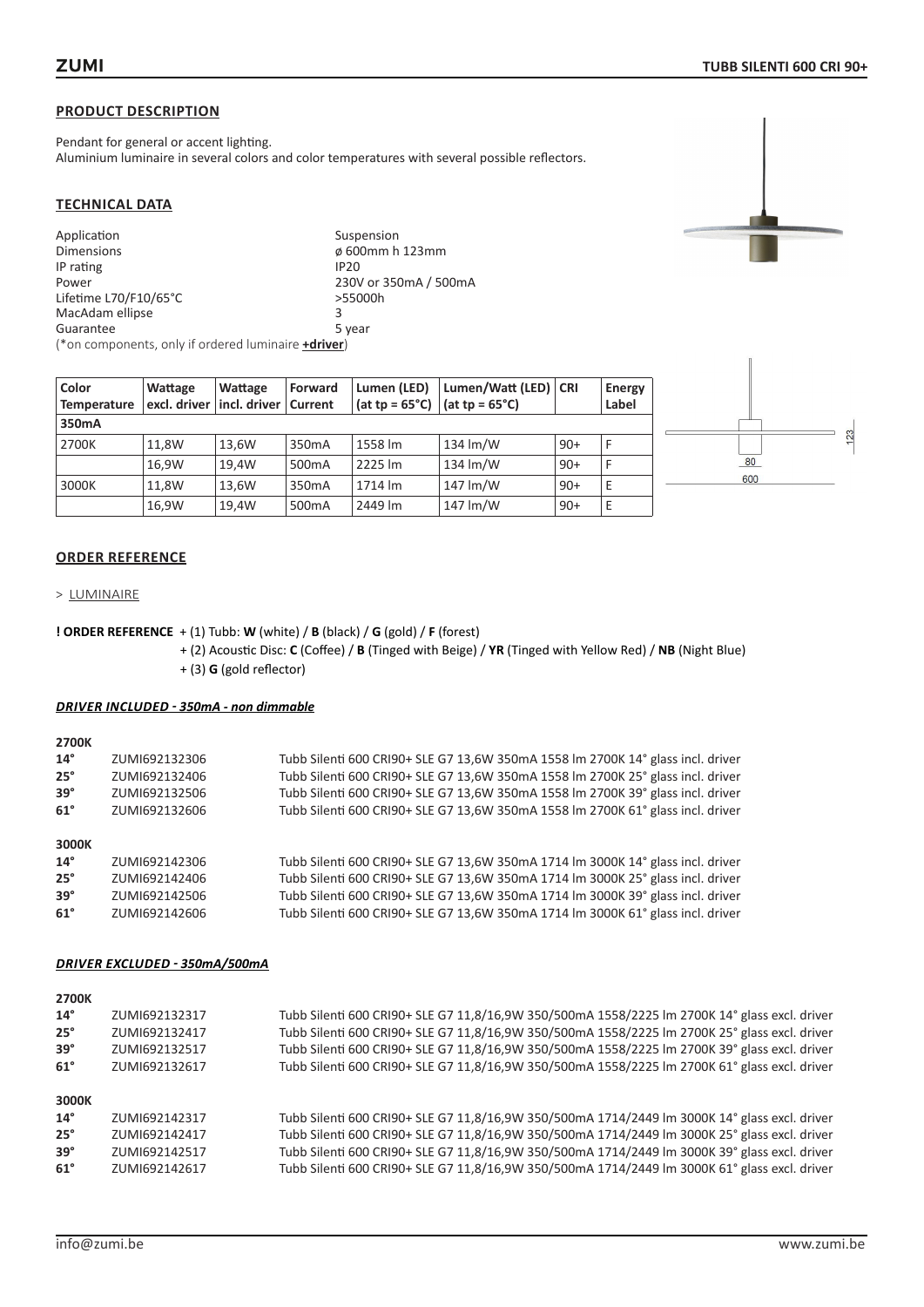# ZUMI

## TUBB SILENTI 600 CRI 90+

### PRODUCT DESCRIPTION

Pendant for general or accent lighting.
Aluminium luminaire in several colors and color temperatures with several possible reflectors.

### TECHNICAL DATA

| | |
|---|---|
| Application | Suspension |
| Dimensions | ø 600mm h 123mm |
| IP rating | IP20 |
| Power | 230V or 350mA / 500mA |
| Lifetime L70/F10/65°C | >55000h |
| MacAdam ellipse | 3 |
| Guarantee | 5 year |

(*on components, only if ordered luminaire **+driver**)

| Color Temperature | Wattage excl. driver | Wattage incl. driver | Forward Current | Lumen (LED) (at tp = 65°C) | Lumen/Watt (LED) (at tp = 65°C) | CRI | Energy Label |
|---|---|---|---|---|---|---|---|
| **350mA** | | | | | | | |
| 2700K | 11,8W | 13,6W | 350mA | 1558 lm | 134 lm/W | 90+ | F |
| | 16,9W | 19,4W | 500mA | 2225 lm | 134 lm/W | 90+ | F |
| 3000K | 11,8W | 13,6W | 350mA | 1714 lm | 147 lm/W | 90+ | E |
| | 16,9W | 19,4W | 500mA | 2449 lm | 147 lm/W | 90+ | E |

123
80
600

### ORDER REFERENCE

> LUMINAIRE

**! ORDER REFERENCE** + (1) Tubb: **W** (white) / **B** (black) / **G** (gold) / **F** (forest)
+ (2) Acoustic Disc: **C** (Coffee) / **B** (Tinged with Beige) / **YR** (Tinged with Yellow Red) / **NB** (Night Blue)
+ (3) **G** (gold reflector)

***DRIVER INCLUDED - 350mA - non dimmable***

**2700K**

| | | |
|---|---|---|
| **14°** | ZUMI692132306 | Tubb Silenti 600 CRI90+ SLE G7 13,6W 350mA 1558 lm 2700K 14° glass incl. driver |
| **25°** | ZUMI692132406 | Tubb Silenti 600 CRI90+ SLE G7 13,6W 350mA 1558 lm 2700K 25° glass incl. driver |
| **39°** | ZUMI692132506 | Tubb Silenti 600 CRI90+ SLE G7 13,6W 350mA 1558 lm 2700K 39° glass incl. driver |
| **61°** | ZUMI692132606 | Tubb Silenti 600 CRI90+ SLE G7 13,6W 350mA 1558 lm 2700K 61° glass incl. driver |

**3000K**

| | | |
|---|---|---|
| **14°** | ZUMI692142306 | Tubb Silenti 600 CRI90+ SLE G7 13,6W 350mA 1714 lm 3000K 14° glass incl. driver |
| **25°** | ZUMI692142406 | Tubb Silenti 600 CRI90+ SLE G7 13,6W 350mA 1714 lm 3000K 25° glass incl. driver |
| **39°** | ZUMI692142506 | Tubb Silenti 600 CRI90+ SLE G7 13,6W 350mA 1714 lm 3000K 39° glass incl. driver |
| **61°** | ZUMI692142606 | Tubb Silenti 600 CRI90+ SLE G7 13,6W 350mA 1714 lm 3000K 61° glass incl. driver |

***DRIVER EXCLUDED - 350mA/500mA***

**2700K**

| | | |
|---|---|---|
| **14°** | ZUMI692132317 | Tubb Silenti 600 CRI90+ SLE G7 11,8/16,9W 350/500mA 1558/2225 lm 2700K 14° glass excl. driver |
| **25°** | ZUMI692132417 | Tubb Silenti 600 CRI90+ SLE G7 11,8/16,9W 350/500mA 1558/2225 lm 2700K 25° glass excl. driver |
| **39°** | ZUMI692132517 | Tubb Silenti 600 CRI90+ SLE G7 11,8/16,9W 350/500mA 1558/2225 lm 2700K 39° glass excl. driver |
| **61°** | ZUMI692132617 | Tubb Silenti 600 CRI90+ SLE G7 11,8/16,9W 350/500mA 1558/2225 lm 2700K 61° glass excl. driver |

**3000K**

| | | |
|---|---|---|
| **14°** | ZUMI692142317 | Tubb Silenti 600 CRI90+ SLE G7 11,8/16,9W 350/500mA 1714/2449 lm 3000K 14° glass excl. driver |
| **25°** | ZUMI692142417 | Tubb Silenti 600 CRI90+ SLE G7 11,8/16,9W 350/500mA 1714/2449 lm 3000K 25° glass excl. driver |
| **39°** | ZUMI692142517 | Tubb Silenti 600 CRI90+ SLE G7 11,8/16,9W 350/500mA 1714/2449 lm 3000K 39° glass excl. driver |
| **61°** | ZUMI692142617 | Tubb Silenti 600 CRI90+ SLE G7 11,8/16,9W 350/500mA 1714/2449 lm 3000K 61° glass excl. driver |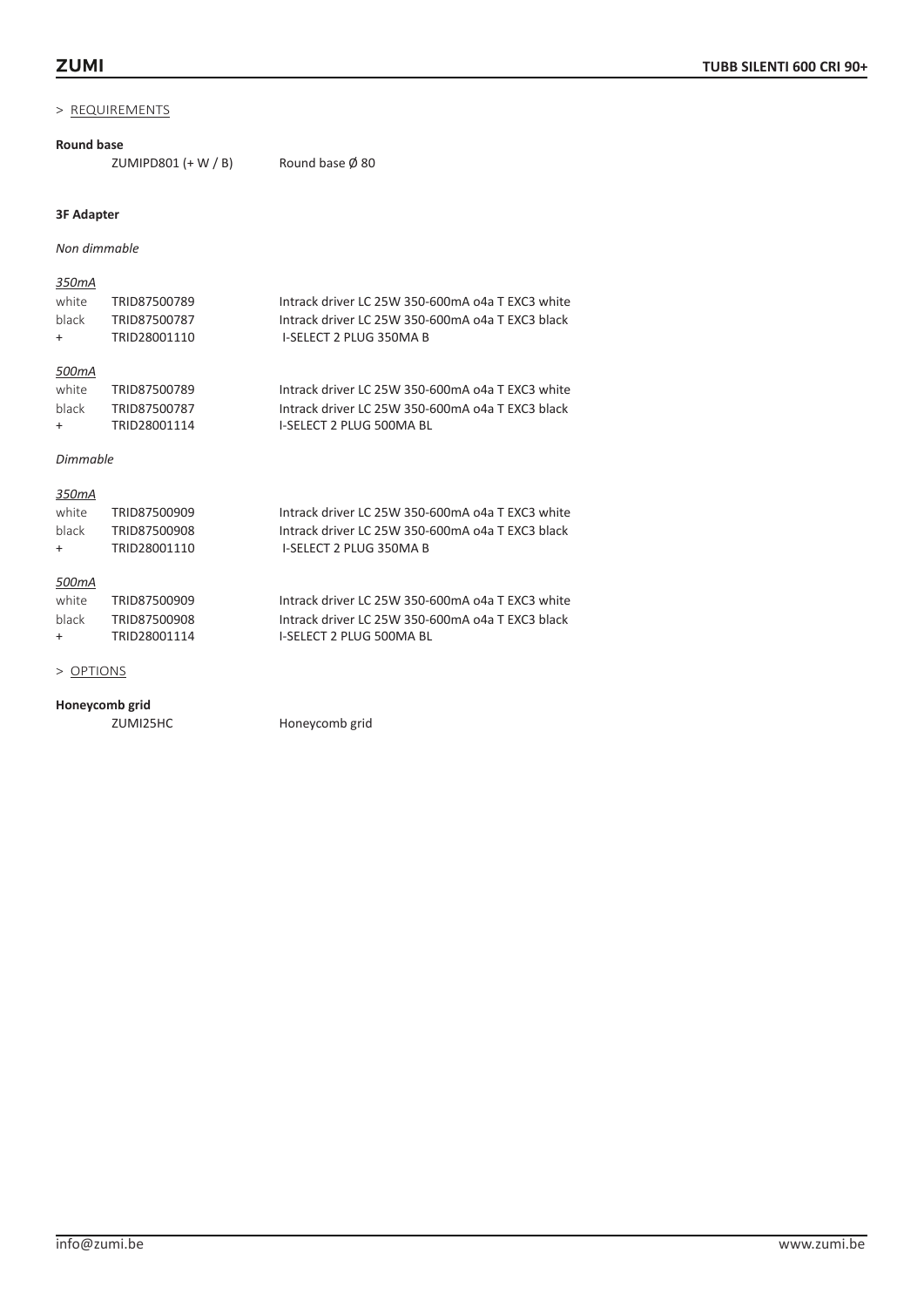> REQUIREMENTS

**Round base**

| | |
|---|---|
| ZUMIPD801 (+ W / B) | Round base Ø 80 |

**3F Adapter**

*Non dimmable*

*350mA*

| | | |
|---|---|---|
| white | TRID87500789 | Intrack driver LC 25W 350-600mA o4a T EXC3 white |
| black | TRID87500787 | Intrack driver LC 25W 350-600mA o4a T EXC3 black |
| + | TRID28001110 | I-SELECT 2 PLUG 350MA B |

*500mA*

| | | |
|---|---|---|
| white | TRID87500789 | Intrack driver LC 25W 350-600mA o4a T EXC3 white |
| black | TRID87500787 | Intrack driver LC 25W 350-600mA o4a T EXC3 black |
| + | TRID28001114 | I-SELECT 2 PLUG 500MA BL |

*Dimmable*

*350mA*

| | | |
|---|---|---|
| white | TRID87500909 | Intrack driver LC 25W 350-600mA o4a T EXC3 white |
| black | TRID87500908 | Intrack driver LC 25W 350-600mA o4a T EXC3 black |
| + | TRID28001110 | I-SELECT 2 PLUG 350MA B |

*500mA*

| | | |
|---|---|---|
| white | TRID87500909 | Intrack driver LC 25W 350-600mA o4a T EXC3 white |
| black | TRID87500908 | Intrack driver LC 25W 350-600mA o4a T EXC3 black |
| + | TRID28001114 | I-SELECT 2 PLUG 500MA BL |

> OPTIONS

**Honeycomb grid**

| | |
|---|---|
| ZUMI25HC | Honeycomb grid |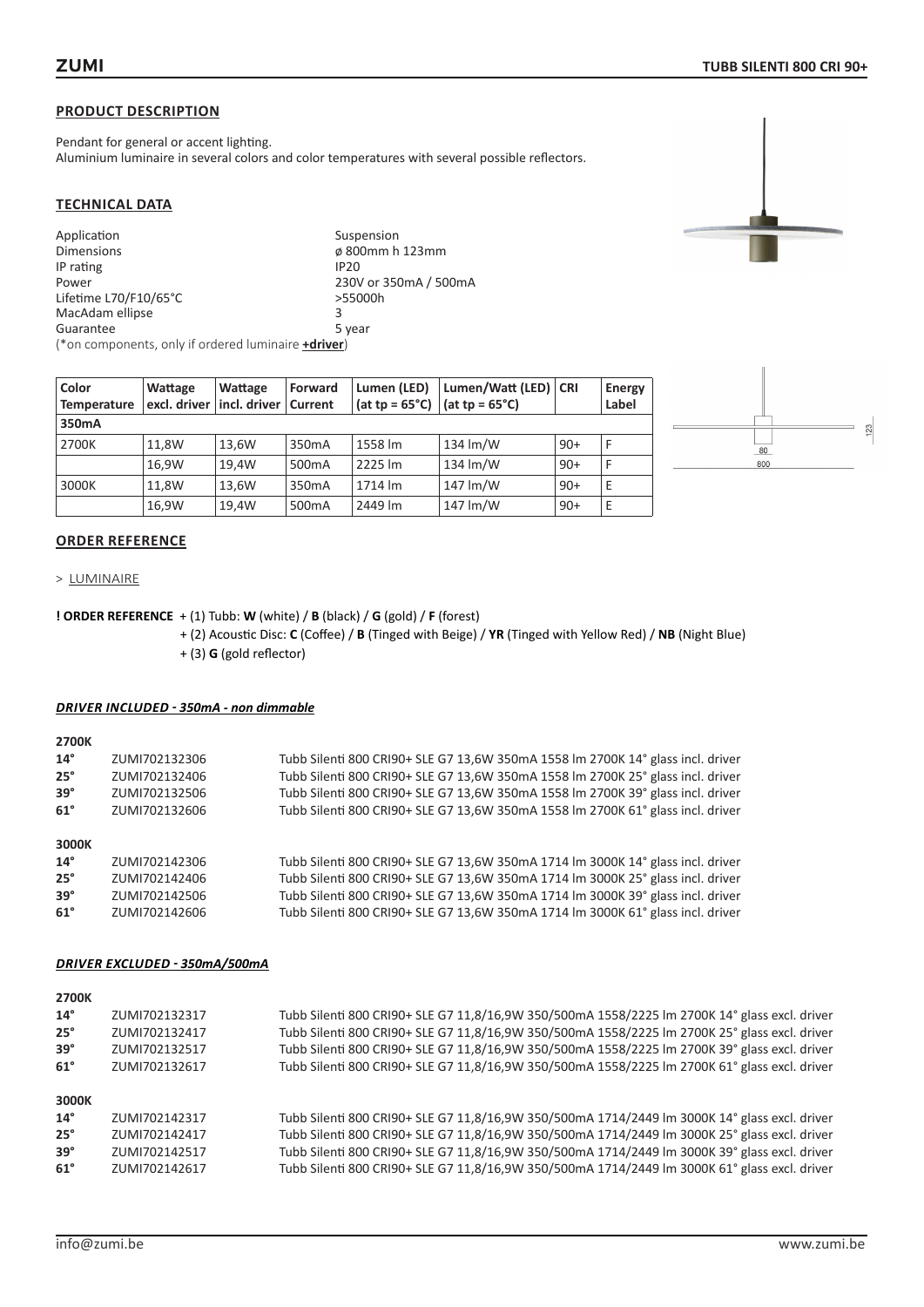**ZUMI** **TUBB SILENTI 800 CRI 90+**

## PRODUCT DESCRIPTION

Pendant for general or accent lighting.
Aluminium luminaire in several colors and color temperatures with several possible reflectors.

## TECHNICAL DATA

| | |
|---|---|
| Application | Suspension |
| Dimensions | ø 800mm h 123mm |
| IP rating | IP20 |
| Power | 230V or 350mA / 500mA |
| Lifetime L70/F10/65°C | >55000h |
| MacAdam ellipse | 3 |
| Guarantee | 5 year |

(*on components, only if ordered luminaire **+driver**)

| Color Temperature | Wattage excl. driver | Wattage incl. driver | Forward Current | Lumen (LED) (at tp = 65°C) | Lumen/Watt (LED) (at tp = 65°C) | CRI | Energy Label |
|---|---|---|---|---|---|---|---|
| **350mA** | | | | | | | |
| 2700K | 11,8W | 13,6W | 350mA | 1558 lm | 134 lm/W | 90+ | F |
| | 16,9W | 19,4W | 500mA | 2225 lm | 134 lm/W | 90+ | F |
| 3000K | 11,8W | 13,6W | 350mA | 1714 lm | 147 lm/W | 90+ | E |
| | 16,9W | 19,4W | 500mA | 2449 lm | 147 lm/W | 90+ | E |

## ORDER REFERENCE

> LUMINAIRE

**! ORDER REFERENCE** + (1) Tubb: **W** (white) / **B** (black) / **G** (gold) / **F** (forest)
+ (2) Acoustic Disc: **C** (Coffee) / **B** (Tinged with Beige) / **YR** (Tinged with Yellow Red) / **NB** (Night Blue)
+ (3) **G** (gold reflector)

***DRIVER INCLUDED - 350mA - non dimmable***

**2700K**

| | | |
|---|---|---|
| **14°** | ZUMI702132306 | Tubb Silenti 800 CRI90+ SLE G7 13,6W 350mA 1558 lm 2700K 14° glass incl. driver |
| **25°** | ZUMI702132406 | Tubb Silenti 800 CRI90+ SLE G7 13,6W 350mA 1558 lm 2700K 25° glass incl. driver |
| **39°** | ZUMI702132506 | Tubb Silenti 800 CRI90+ SLE G7 13,6W 350mA 1558 lm 2700K 39° glass incl. driver |
| **61°** | ZUMI702132606 | Tubb Silenti 800 CRI90+ SLE G7 13,6W 350mA 1558 lm 2700K 61° glass incl. driver |

**3000K**

| | | |
|---|---|---|
| **14°** | ZUMI702142306 | Tubb Silenti 800 CRI90+ SLE G7 13,6W 350mA 1714 lm 3000K 14° glass incl. driver |
| **25°** | ZUMI702142406 | Tubb Silenti 800 CRI90+ SLE G7 13,6W 350mA 1714 lm 3000K 25° glass incl. driver |
| **39°** | ZUMI702142506 | Tubb Silenti 800 CRI90+ SLE G7 13,6W 350mA 1714 lm 3000K 39° glass incl. driver |
| **61°** | ZUMI702142606 | Tubb Silenti 800 CRI90+ SLE G7 13,6W 350mA 1714 lm 3000K 61° glass incl. driver |

***DRIVER EXCLUDED - 350mA/500mA***

**2700K**

| | | |
|---|---|---|
| **14°** | ZUMI702132317 | Tubb Silenti 800 CRI90+ SLE G7 11,8/16,9W 350/500mA 1558/2225 lm 2700K 14° glass excl. driver |
| **25°** | ZUMI702132417 | Tubb Silenti 800 CRI90+ SLE G7 11,8/16,9W 350/500mA 1558/2225 lm 2700K 25° glass excl. driver |
| **39°** | ZUMI702132517 | Tubb Silenti 800 CRI90+ SLE G7 11,8/16,9W 350/500mA 1558/2225 lm 2700K 39° glass excl. driver |
| **61°** | ZUMI702132617 | Tubb Silenti 800 CRI90+ SLE G7 11,8/16,9W 350/500mA 1558/2225 lm 2700K 61° glass excl. driver |

**3000K**

| | | |
|---|---|---|
| **14°** | ZUMI702142317 | Tubb Silenti 800 CRI90+ SLE G7 11,8/16,9W 350/500mA 1714/2449 lm 3000K 14° glass excl. driver |
| **25°** | ZUMI702142417 | Tubb Silenti 800 CRI90+ SLE G7 11,8/16,9W 350/500mA 1714/2449 lm 3000K 25° glass excl. driver |
| **39°** | ZUMI702142517 | Tubb Silenti 800 CRI90+ SLE G7 11,8/16,9W 350/500mA 1714/2449 lm 3000K 39° glass excl. driver |
| **61°** | ZUMI702142617 | Tubb Silenti 800 CRI90+ SLE G7 11,8/16,9W 350/500mA 1714/2449 lm 3000K 61° glass excl. driver |

info@zumi.be www.zumi.be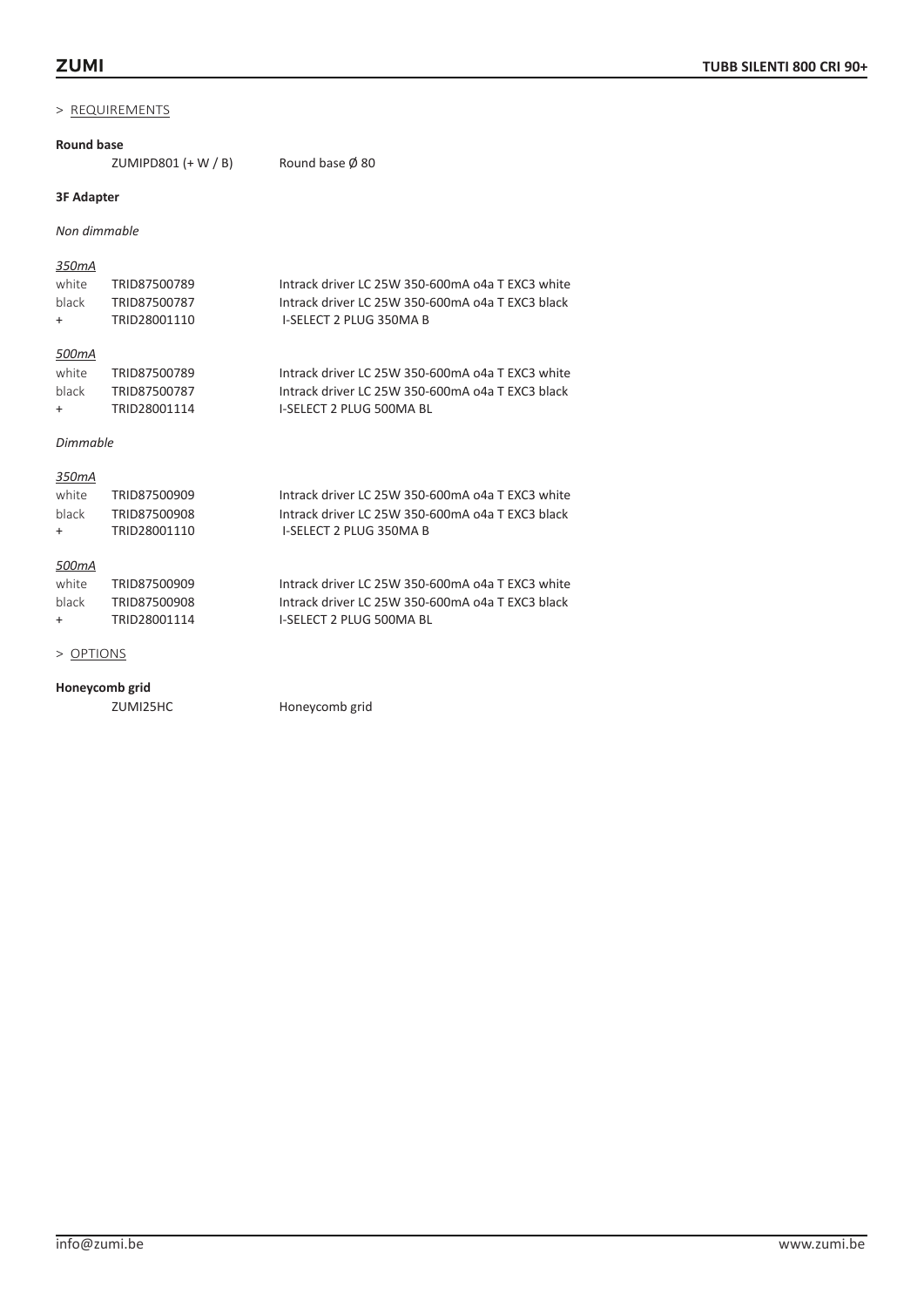> REQUIREMENTS

**Round base**

| | |
|---|---|
| ZUMIPD801 (+ W / B) | Round base Ø 80 |

**3F Adapter**

*Non dimmable*

*350mA*

| | | |
|---|---|---|
| white | TRID87500789 | Intrack driver LC 25W 350-600mA o4a T EXC3 white |
| black | TRID87500787 | Intrack driver LC 25W 350-600mA o4a T EXC3 black |
| + | TRID28001110 | I-SELECT 2 PLUG 350MA B |

*500mA*

| | | |
|---|---|---|
| white | TRID87500789 | Intrack driver LC 25W 350-600mA o4a T EXC3 white |
| black | TRID87500787 | Intrack driver LC 25W 350-600mA o4a T EXC3 black |
| + | TRID28001114 | I-SELECT 2 PLUG 500MA BL |

*Dimmable*

*350mA*

| | | |
|---|---|---|
| white | TRID87500909 | Intrack driver LC 25W 350-600mA o4a T EXC3 white |
| black | TRID87500908 | Intrack driver LC 25W 350-600mA o4a T EXC3 black |
| + | TRID28001110 | I-SELECT 2 PLUG 350MA B |

*500mA*

| | | |
|---|---|---|
| white | TRID87500909 | Intrack driver LC 25W 350-600mA o4a T EXC3 white |
| black | TRID87500908 | Intrack driver LC 25W 350-600mA o4a T EXC3 black |
| + | TRID28001114 | I-SELECT 2 PLUG 500MA BL |

> OPTIONS

**Honeycomb grid**

| | |
|---|---|
| ZUMI25HC | Honeycomb grid |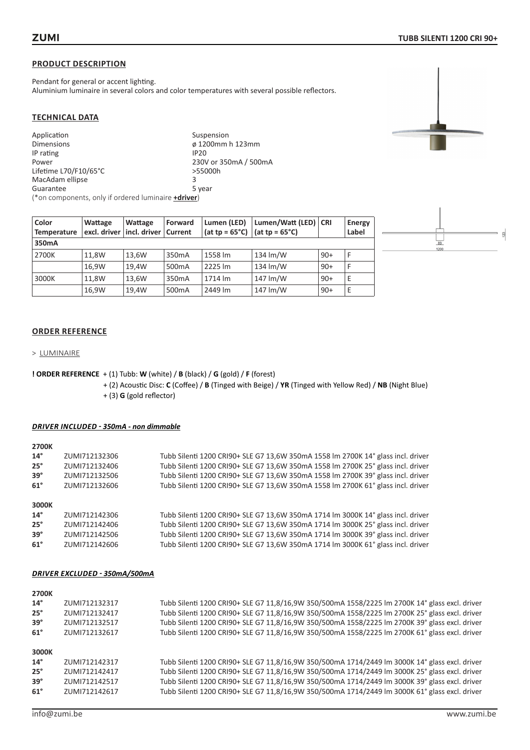## PRODUCT DESCRIPTION

Pendant for general or accent lighting.
Aluminium luminaire in several colors and color temperatures with several possible reflectors.

## TECHNICAL DATA

| | |
|---|---|
| Application | Suspension |
| Dimensions | ø 1200mm h 123mm |
| IP rating | IP20 |
| Power | 230V or 350mA / 500mA |
| Lifetime L70/F10/65°C | >55000h |
| MacAdam ellipse | 3 |
| Guarantee | 5 year |

(*on components, only if ordered luminaire **+driver**)

| Color Temperature | Wattage excl. driver | Wattage incl. driver | Forward Current | Lumen (LED) (at tp = 65°C) | Lumen/Watt (LED) (at tp = 65°C) | CRI | Energy Label |
|---|---|---|---|---|---|---|---|
| **350mA** | | | | | | | |
| 2700K | 11,8W | 13,6W | 350mA | 1558 lm | 134 lm/W | 90+ | F |
| | 16,9W | 19,4W | 500mA | 2225 lm | 134 lm/W | 90+ | F |
| 3000K | 11,8W | 13,6W | 350mA | 1714 lm | 147 lm/W | 90+ | E |
| | 16,9W | 19,4W | 500mA | 2449 lm | 147 lm/W | 90+ | E |

## ORDER REFERENCE

> LUMINAIRE

**! ORDER REFERENCE** + (1) Tubb: **W** (white) / **B** (black) / **G** (gold) / **F** (forest)
+ (2) Acoustic Disc: **C** (Coffee) / **B** (Tinged with Beige) / **YR** (Tinged with Yellow Red) / **NB** (Night Blue)
+ (3) **G** (gold reflector)

### *DRIVER INCLUDED - 350mA - non dimmable*

**2700K**

| | | |
|---|---|---|
| **14°** | ZUMI712132306 | Tubb Silenti 1200 CRI90+ SLE G7 13,6W 350mA 1558 lm 2700K 14° glass incl. driver |
| **25°** | ZUMI712132406 | Tubb Silenti 1200 CRI90+ SLE G7 13,6W 350mA 1558 lm 2700K 25° glass incl. driver |
| **39°** | ZUMI712132506 | Tubb Silenti 1200 CRI90+ SLE G7 13,6W 350mA 1558 lm 2700K 39° glass incl. driver |
| **61°** | ZUMI712132606 | Tubb Silenti 1200 CRI90+ SLE G7 13,6W 350mA 1558 lm 2700K 61° glass incl. driver |

**3000K**

| | | |
|---|---|---|
| **14°** | ZUMI712142306 | Tubb Silenti 1200 CRI90+ SLE G7 13,6W 350mA 1714 lm 3000K 14° glass incl. driver |
| **25°** | ZUMI712142406 | Tubb Silenti 1200 CRI90+ SLE G7 13,6W 350mA 1714 lm 3000K 25° glass incl. driver |
| **39°** | ZUMI712142506 | Tubb Silenti 1200 CRI90+ SLE G7 13,6W 350mA 1714 lm 3000K 39° glass incl. driver |
| **61°** | ZUMI712142606 | Tubb Silenti 1200 CRI90+ SLE G7 13,6W 350mA 1714 lm 3000K 61° glass incl. driver |

### *DRIVER EXCLUDED - 350mA/500mA*

**2700K**

| | | |
|---|---|---|
| **14°** | ZUMI712132317 | Tubb Silenti 1200 CRI90+ SLE G7 11,8/16,9W 350/500mA 1558/2225 lm 2700K 14° glass excl. driver |
| **25°** | ZUMI712132417 | Tubb Silenti 1200 CRI90+ SLE G7 11,8/16,9W 350/500mA 1558/2225 lm 2700K 25° glass excl. driver |
| **39°** | ZUMI712132517 | Tubb Silenti 1200 CRI90+ SLE G7 11,8/16,9W 350/500mA 1558/2225 lm 2700K 39° glass excl. driver |
| **61°** | ZUMI712132617 | Tubb Silenti 1200 CRI90+ SLE G7 11,8/16,9W 350/500mA 1558/2225 lm 2700K 61° glass excl. driver |

**3000K**

| | | |
|---|---|---|
| **14°** | ZUMI712142317 | Tubb Silenti 1200 CRI90+ SLE G7 11,8/16,9W 350/500mA 1714/2449 lm 3000K 14° glass excl. driver |
| **25°** | ZUMI712142417 | Tubb Silenti 1200 CRI90+ SLE G7 11,8/16,9W 350/500mA 1714/2449 lm 3000K 25° glass excl. driver |
| **39°** | ZUMI712142517 | Tubb Silenti 1200 CRI90+ SLE G7 11,8/16,9W 350/500mA 1714/2449 lm 3000K 39° glass excl. driver |
| **61°** | ZUMI712142617 | Tubb Silenti 1200 CRI90+ SLE G7 11,8/16,9W 350/500mA 1714/2449 lm 3000K 61° glass excl. driver |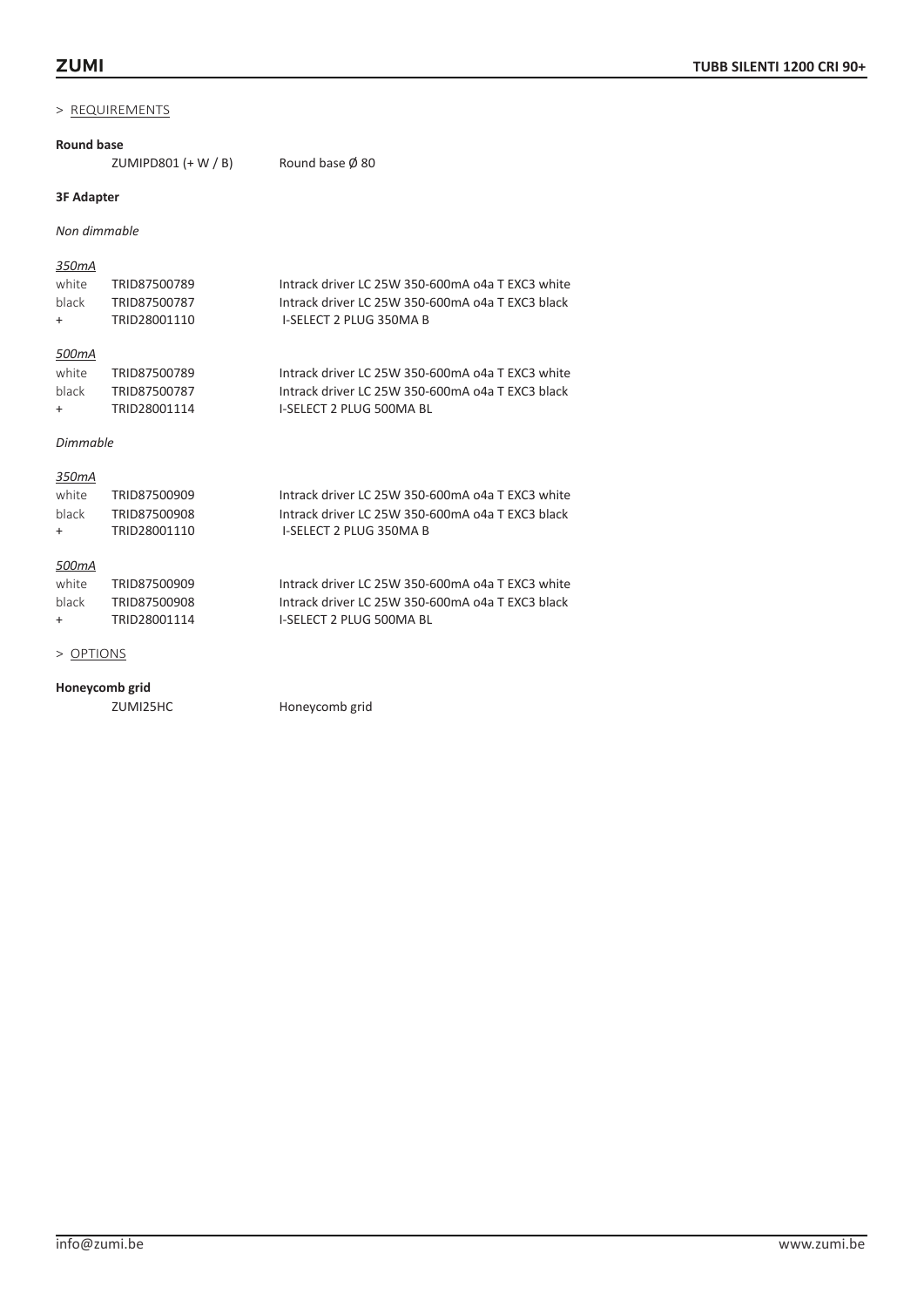> REQUIREMENTS

**Round base**

| | |
|---|---|
| ZUMIPD801 (+ W / B) | Round base Ø 80 |

**3F Adapter**

*Non dimmable*

*350mA*

| | | |
|---|---|---|
| white | TRID87500789 | Intrack driver LC 25W 350-600mA o4a T EXC3 white |
| black | TRID87500787 | Intrack driver LC 25W 350-600mA o4a T EXC3 black |
| + | TRID28001110 | I-SELECT 2 PLUG 350MA B |

*500mA*

| | | |
|---|---|---|
| white | TRID87500789 | Intrack driver LC 25W 350-600mA o4a T EXC3 white |
| black | TRID87500787 | Intrack driver LC 25W 350-600mA o4a T EXC3 black |
| + | TRID28001114 | I-SELECT 2 PLUG 500MA BL |

*Dimmable*

*350mA*

| | | |
|---|---|---|
| white | TRID87500909 | Intrack driver LC 25W 350-600mA o4a T EXC3 white |
| black | TRID87500908 | Intrack driver LC 25W 350-600mA o4a T EXC3 black |
| + | TRID28001110 | I-SELECT 2 PLUG 350MA B |

*500mA*

| | | |
|---|---|---|
| white | TRID87500909 | Intrack driver LC 25W 350-600mA o4a T EXC3 white |
| black | TRID87500908 | Intrack driver LC 25W 350-600mA o4a T EXC3 black |
| + | TRID28001114 | I-SELECT 2 PLUG 500MA BL |

> OPTIONS

**Honeycomb grid**

| | |
|---|---|
| ZUMI25HC | Honeycomb grid |